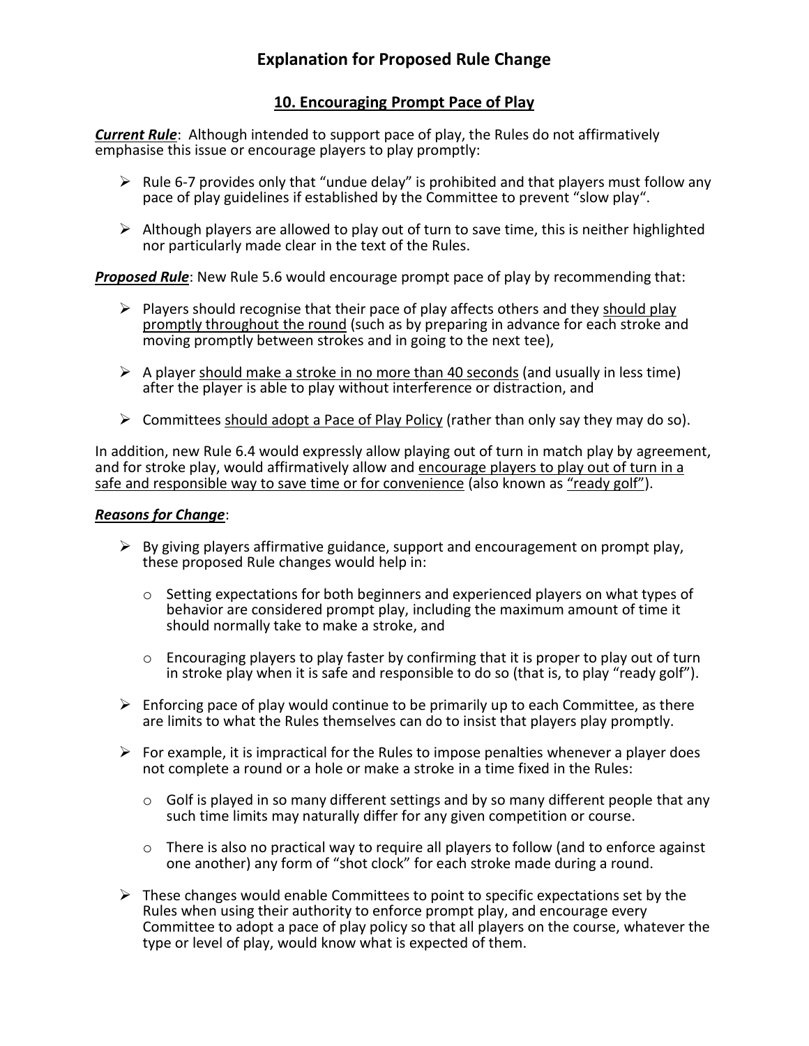# Explanation for Proposed Rule Change

## 10. Encouraging Prompt Pace of Play

***Current Rule***: Although intended to support pace of play, the Rules do not affirmatively emphasise this issue or encourage players to play promptly:

- Rule 6-7 provides only that "undue delay" is prohibited and that players must follow any pace of play guidelines if established by the Committee to prevent "slow play".
- Although players are allowed to play out of turn to save time, this is neither highlighted nor particularly made clear in the text of the Rules.

***Proposed Rule***: New Rule 5.6 would encourage prompt pace of play by recommending that:

- Players should recognise that their pace of play affects others and they <u>should play promptly throughout the round</u> (such as by preparing in advance for each stroke and moving promptly between strokes and in going to the next tee),
- A player <u>should make a stroke in no more than 40 seconds</u> (and usually in less time) after the player is able to play without interference or distraction, and
- Committees <u>should adopt a Pace of Play Policy</u> (rather than only say they may do so).

In addition, new Rule 6.4 would expressly allow playing out of turn in match play by agreement, and for stroke play, would affirmatively allow and <u>encourage players to play out of turn in a safe and responsible way to save time or for convenience</u> (also known as <u>"ready golf"</u>).

***Reasons for Change***:

- By giving players affirmative guidance, support and encouragement on prompt play, these proposed Rule changes would help in:
  - Setting expectations for both beginners and experienced players on what types of behavior are considered prompt play, including the maximum amount of time it should normally take to make a stroke, and
  - Encouraging players to play faster by confirming that it is proper to play out of turn in stroke play when it is safe and responsible to do so (that is, to play "ready golf").
- Enforcing pace of play would continue to be primarily up to each Committee, as there are limits to what the Rules themselves can do to insist that players play promptly.
- For example, it is impractical for the Rules to impose penalties whenever a player does not complete a round or a hole or make a stroke in a time fixed in the Rules:
  - Golf is played in so many different settings and by so many different people that any such time limits may naturally differ for any given competition or course.
  - There is also no practical way to require all players to follow (and to enforce against one another) any form of "shot clock" for each stroke made during a round.
- These changes would enable Committees to point to specific expectations set by the Rules when using their authority to enforce prompt play, and encourage every Committee to adopt a pace of play policy so that all players on the course, whatever the type or level of play, would know what is expected of them.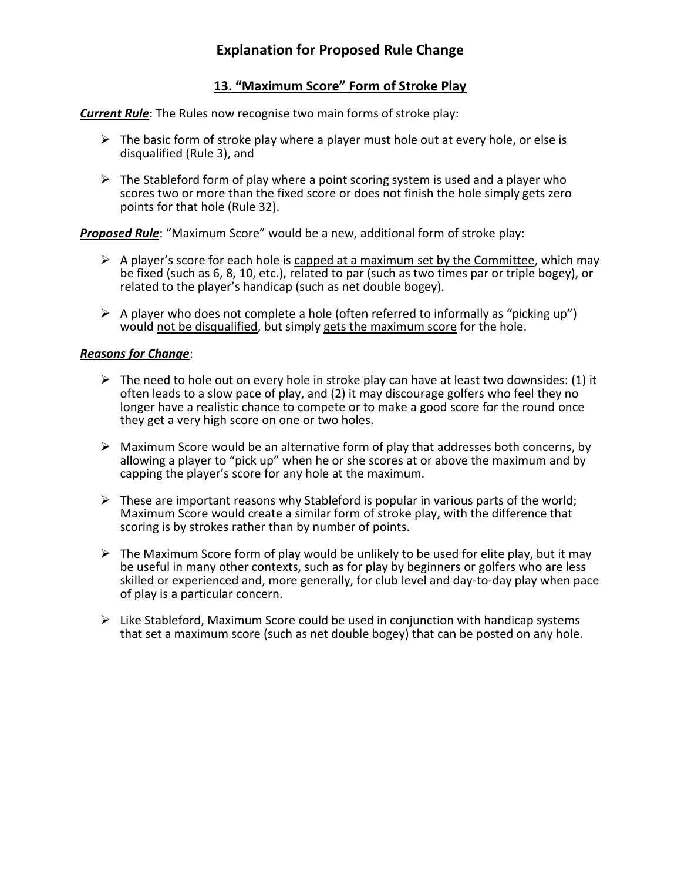# Explanation for Proposed Rule Change

## 13. "Maximum Score" Form of Stroke Play

***Current Rule***: The Rules now recognise two main forms of stroke play:

- The basic form of stroke play where a player must hole out at every hole, or else is disqualified (Rule 3), and
- The Stableford form of play where a point scoring system is used and a player who scores two or more than the fixed score or does not finish the hole simply gets zero points for that hole (Rule 32).

***Proposed Rule***: "Maximum Score" would be a new, additional form of stroke play:

- A player's score for each hole is <u>capped at a maximum set by the Committee</u>, which may be fixed (such as 6, 8, 10, etc.), related to par (such as two times par or triple bogey), or related to the player's handicap (such as net double bogey).
- A player who does not complete a hole (often referred to informally as "picking up") would <u>not be disqualified</u>, but simply <u>gets the maximum score</u> for the hole.

***Reasons for Change***:

- The need to hole out on every hole in stroke play can have at least two downsides: (1) it often leads to a slow pace of play, and (2) it may discourage golfers who feel they no longer have a realistic chance to compete or to make a good score for the round once they get a very high score on one or two holes.
- Maximum Score would be an alternative form of play that addresses both concerns, by allowing a player to "pick up" when he or she scores at or above the maximum and by capping the player's score for any hole at the maximum.
- These are important reasons why Stableford is popular in various parts of the world; Maximum Score would create a similar form of stroke play, with the difference that scoring is by strokes rather than by number of points.
- The Maximum Score form of play would be unlikely to be used for elite play, but it may be useful in many other contexts, such as for play by beginners or golfers who are less skilled or experienced and, more generally, for club level and day-to-day play when pace of play is a particular concern.
- Like Stableford, Maximum Score could be used in conjunction with handicap systems that set a maximum score (such as net double bogey) that can be posted on any hole.